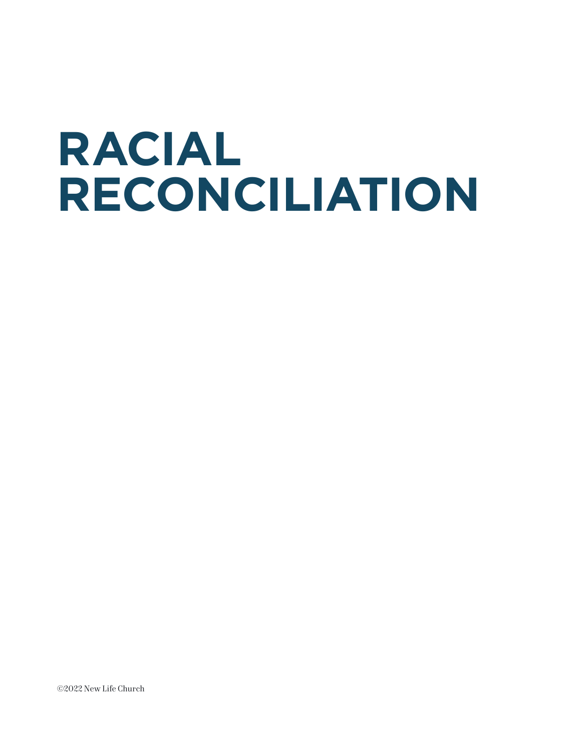# RACIAL RECONCILIATION

©2022 New Life Church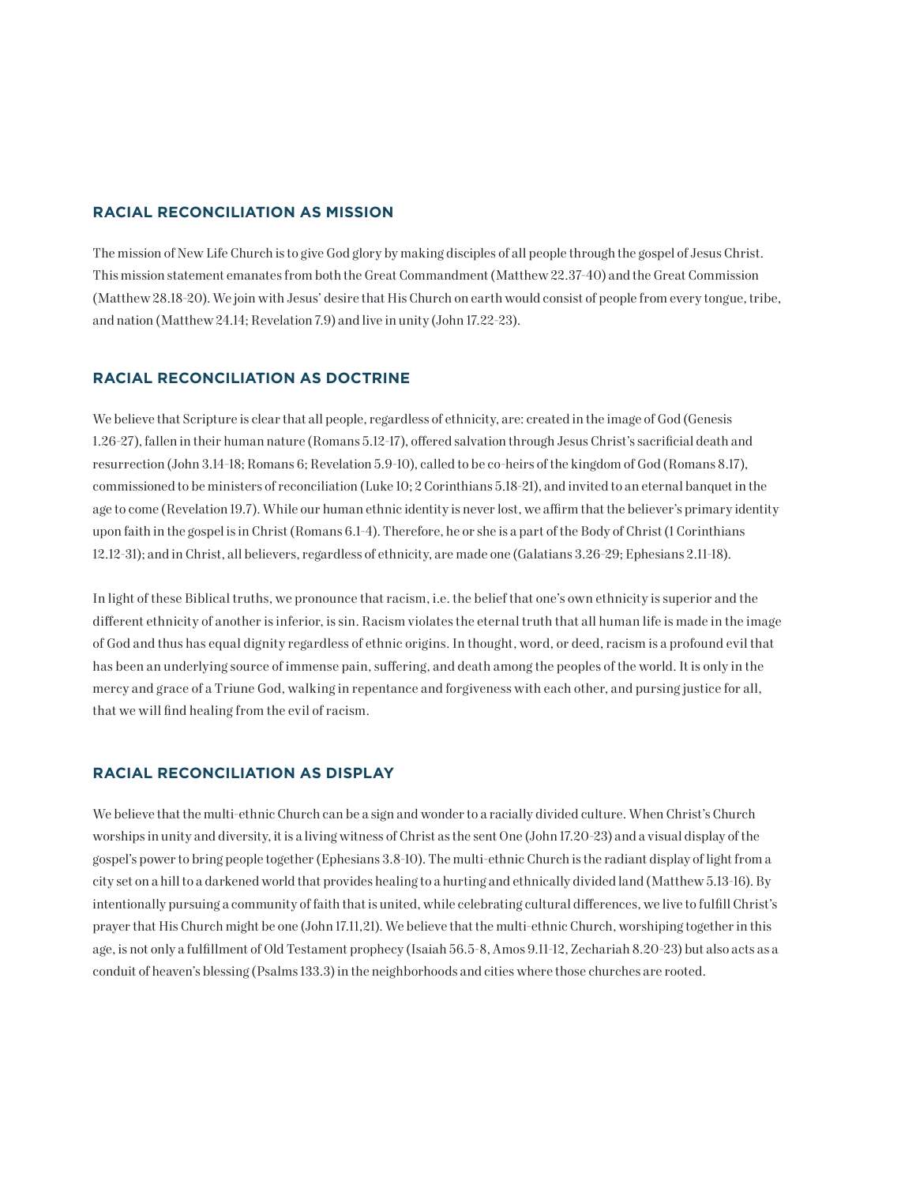## RACIAL RECONCILIATION AS MISSION

The mission of New Life Church is to give God glory by making disciples of all people through the gospel of Jesus Christ. This mission statement emanates from both the Great Commandment (Matthew 22.37-40) and the Great Commission (Matthew 28.18-20). We join with Jesus' desire that His Church on earth would consist of people from every tongue, tribe, and nation (Matthew 24.14; Revelation 7.9) and live in unity (John 17.22-23).

## RACIAL RECONCILIATION AS DOCTRINE

We believe that Scripture is clear that all people, regardless of ethnicity, are: created in the image of God (Genesis 1.26-27), fallen in their human nature (Romans 5.12-17), offered salvation through Jesus Christ's sacrificial death and resurrection (John 3.14-18; Romans 6; Revelation 5.9-10), called to be co-heirs of the kingdom of God (Romans 8.17), commissioned to be ministers of reconciliation (Luke 10; 2 Corinthians 5.18-21), and invited to an eternal banquet in the age to come (Revelation 19.7). While our human ethnic identity is never lost, we affirm that the believer's primary identity upon faith in the gospel is in Christ (Romans 6.1-4). Therefore, he or she is a part of the Body of Christ (1 Corinthians 12.12-31); and in Christ, all believers, regardless of ethnicity, are made one (Galatians 3.26-29; Ephesians 2.11-18).

In light of these Biblical truths, we pronounce that racism, i.e. the belief that one's own ethnicity is superior and the different ethnicity of another is inferior, is sin. Racism violates the eternal truth that all human life is made in the image of God and thus has equal dignity regardless of ethnic origins. In thought, word, or deed, racism is a profound evil that has been an underlying source of immense pain, suffering, and death among the peoples of the world. It is only in the mercy and grace of a Triune God, walking in repentance and forgiveness with each other, and pursing justice for all, that we will find healing from the evil of racism.

## RACIAL RECONCILIATION AS DISPLAY

We believe that the multi-ethnic Church can be a sign and wonder to a racially divided culture. When Christ's Church worships in unity and diversity, it is a living witness of Christ as the sent One (John 17.20-23) and a visual display of the gospel's power to bring people together (Ephesians 3.8-10). The multi-ethnic Church is the radiant display of light from a city set on a hill to a darkened world that provides healing to a hurting and ethnically divided land (Matthew 5.13-16). By intentionally pursuing a community of faith that is united, while celebrating cultural differences, we live to fulfill Christ's prayer that His Church might be one (John 17.11,21). We believe that the multi-ethnic Church, worshiping together in this age, is not only a fulfillment of Old Testament prophecy (Isaiah 56.5-8, Amos 9.11-12, Zechariah 8.20-23) but also acts as a conduit of heaven's blessing (Psalms 133.3) in the neighborhoods and cities where those churches are rooted.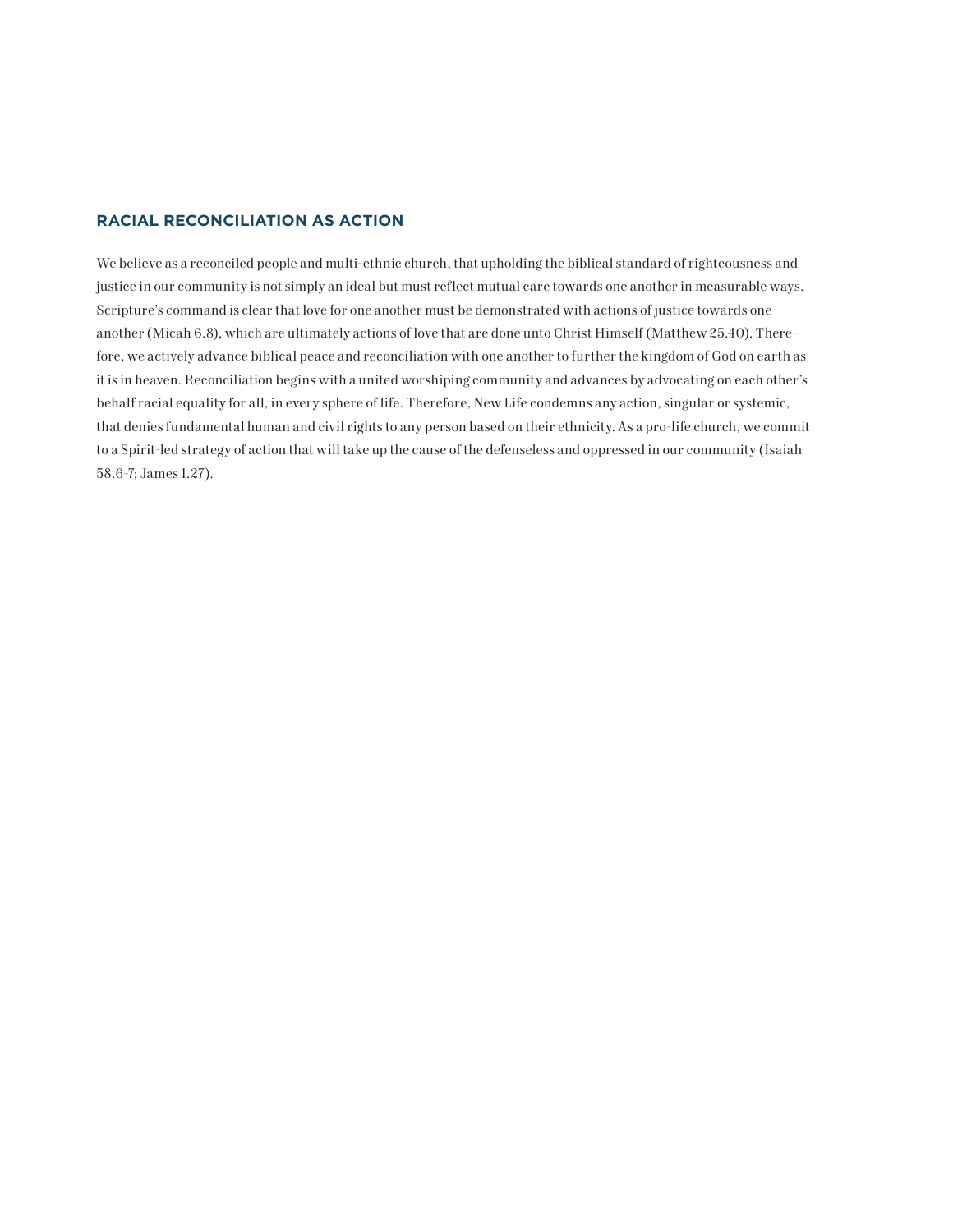## RACIAL RECONCILIATION AS ACTION

We believe as a reconciled people and multi-ethnic church, that upholding the biblical standard of righteousness and justice in our community is not simply an ideal but must reflect mutual care towards one another in measurable ways. Scripture's command is clear that love for one another must be demonstrated with actions of justice towards one another (Micah 6.8), which are ultimately actions of love that are done unto Christ Himself (Matthew 25.40). Therefore, we actively advance biblical peace and reconciliation with one another to further the kingdom of God on earth as it is in heaven. Reconciliation begins with a united worshiping community and advances by advocating on each other's behalf racial equality for all, in every sphere of life. Therefore, New Life condemns any action, singular or systemic, that denies fundamental human and civil rights to any person based on their ethnicity. As a pro-life church, we commit to a Spirit-led strategy of action that will take up the cause of the defenseless and oppressed in our community (Isaiah 58.6-7; James 1.27).